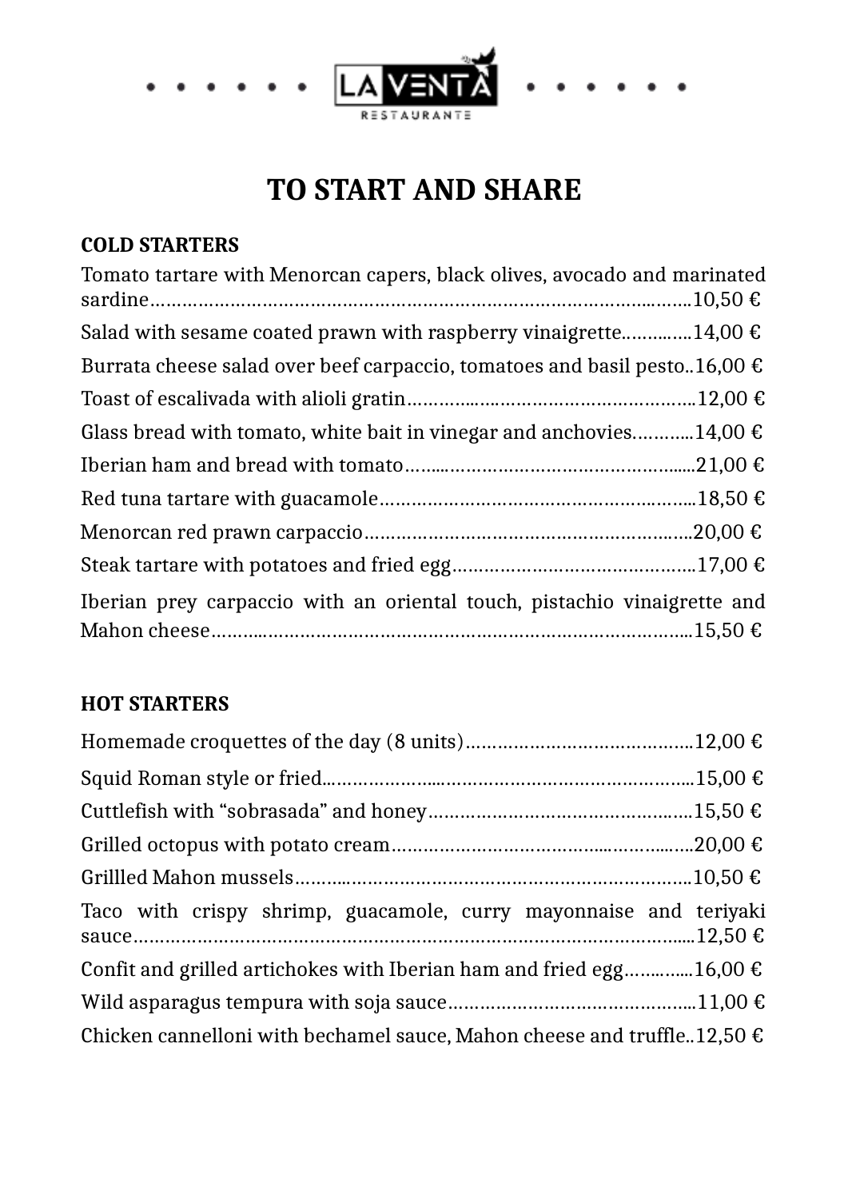LA VENTA
RESTAURANTE

# TO START AND SHARE

## COLD STARTERS

Tomato tartare with Menorcan capers, black olives, avocado and marinated sardine……………………………………………………………………………………10,50 €

Salad with sesame coated prawn with raspberry vinaigrette…………14,00 €

Burrata cheese salad over beef carpaccio, tomatoes and basil pesto..16,00 €

Toast of escalivada with alioli gratin…………………………………………12,00 €

Glass bread with tomato, white bait in vinegar and anchovies………..14,00 €

Iberian ham and bread with tomato…………………………………………..21,00 €

Red tuna tartare with guacamole……………………………………………..18,50 €

Menorcan red prawn carpaccio……………………………………………….20,00 €

Steak tartare with potatoes and fried egg…………………………………..17,00 €

Iberian prey carpaccio with an oriental touch, pistachio vinaigrette and Mahon cheese………………………………………………………………………..15,50 €

## HOT STARTERS

Homemade croquettes of the day (8 units)……………………………….12,00 €

Squid Roman style or fried…………………………………………………….15,00 €

Cuttlefish with “sobrasada” and honey…………………………………….15,50 €

Grilled octopus with potato cream…………………………………………..20,00 €

Grillled Mahon mussels…………………………………………………………10,50 €

Taco with crispy shrimp, guacamole, curry mayonnaise and teriyaki sauce………………………………………………………………………………………12,50 €

Confit and grilled artichokes with Iberian ham and fried egg…………16,00 €

Wild asparagus tempura with soja sauce…………………………………..11,00 €

Chicken cannelloni with bechamel sauce, Mahon cheese and truffle..12,50 €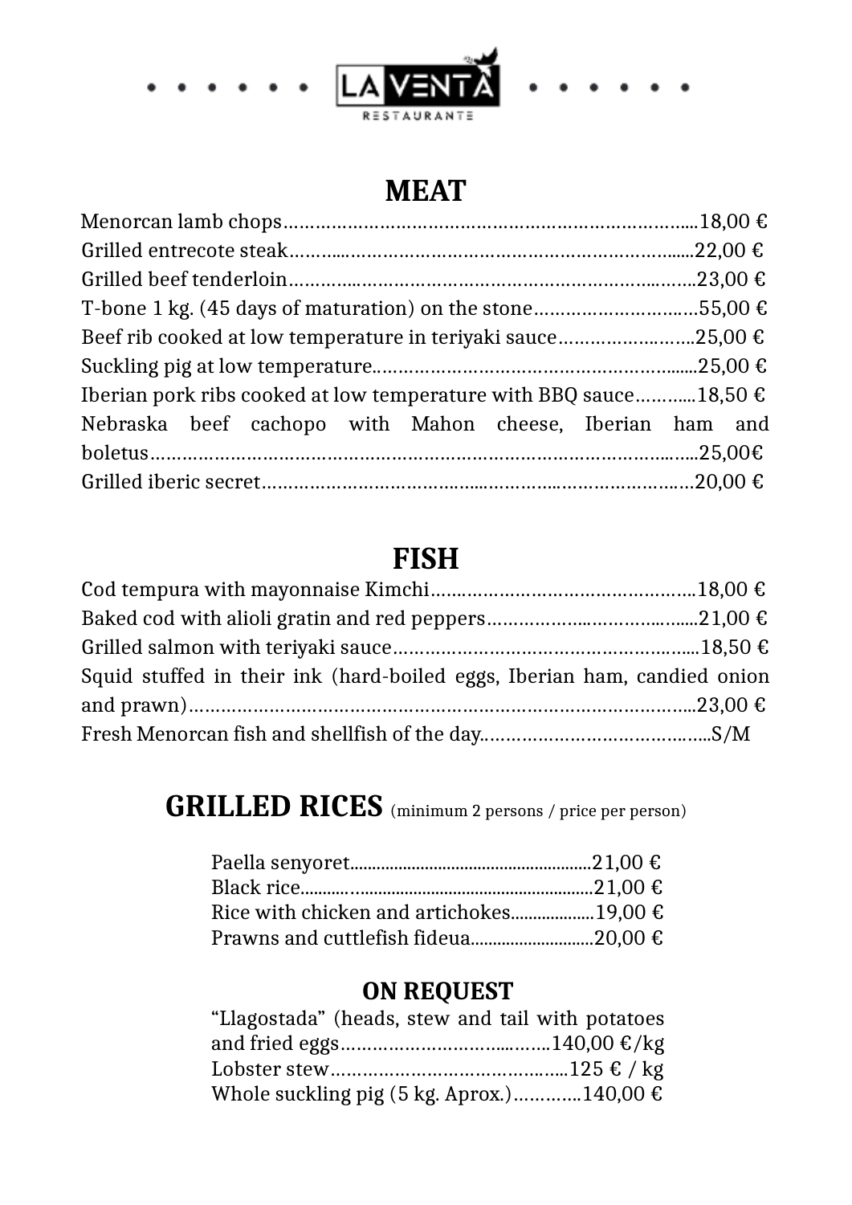# LA VENTA

RESTAURANTE

## MEAT

Menorcan lamb chops……………………………………………………………….....18,00 €
Grilled entrecote steak………..…………………………………………………......22,00 €
Grilled beef tenderloin…………..……………………………………………..……..23,00 €
T-bone 1 kg. (45 days of maturation) on the stone……………………….…55,00 €
Beef rib cooked at low temperature in teriyaki sauce……………….…….25,00 €
Suckling pig at low temperature…………………………………………………......25,00 €
Iberian pork ribs cooked at low temperature with BBQ sauce………....18,50 €
Nebraska beef cachopo with Mahon cheese, Iberian ham and boletus……………………………………………………………………………………..…..25,00€
Grilled iberic secret……………………………...………..……………………….…20,00 €

## FISH

Cod tempura with mayonnaise Kimchi……………………………………….…..18,00 €
Baked cod with alioli gratin and red peppers……………..……….…..…....21,00 €
Grilled salmon with teriyaki sauce…………………………………………..…....18,50 €
Squid stuffed in their ink (hard-boiled eggs, Iberian ham, candied onion and prawn)……………………………………………………………………………....23,00 €
Fresh Menorcan fish and shellfish of the day……………………………….…..S/M

## GRILLED RICES (minimum 2 persons / price per person)

Paella senyoret.......................................................21,00 €
Black rice..................................................................21,00 €
Rice with chicken and artichokes...................19,00 €
Prawns and cuttlefish fideua............................20,00 €

### ON REQUEST

"Llagostada" (heads, stew and tail with potatoes and fried eggs……………………...……..140,00 €/kg
Lobster stew……………………………….……..125 € / kg
Whole suckling pig (5 kg. Aprox.)………….140,00 €